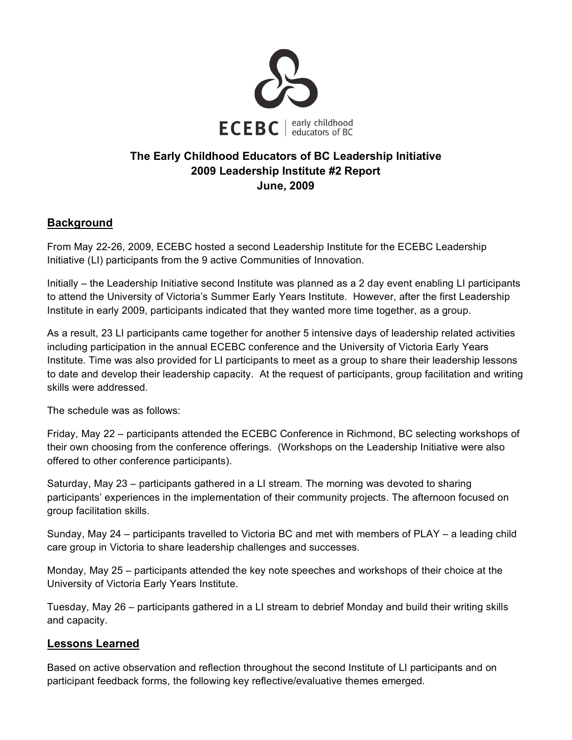ECEBC | early childhood educators of BC

# The Early Childhood Educators of BC Leadership Initiative
# 2009 Leadership Institute #2 Report
# June, 2009

## Background

From May 22-26, 2009, ECEBC hosted a second Leadership Institute for the ECEBC Leadership Initiative (LI) participants from the 9 active Communities of Innovation.

Initially – the Leadership Initiative second Institute was planned as a 2 day event enabling LI participants to attend the University of Victoria's Summer Early Years Institute. However, after the first Leadership Institute in early 2009, participants indicated that they wanted more time together, as a group.

As a result, 23 LI participants came together for another 5 intensive days of leadership related activities including participation in the annual ECEBC conference and the University of Victoria Early Years Institute. Time was also provided for LI participants to meet as a group to share their leadership lessons to date and develop their leadership capacity. At the request of participants, group facilitation and writing skills were addressed.

The schedule was as follows:

Friday, May 22 – participants attended the ECEBC Conference in Richmond, BC selecting workshops of their own choosing from the conference offerings. (Workshops on the Leadership Initiative were also offered to other conference participants).

Saturday, May 23 – participants gathered in a LI stream. The morning was devoted to sharing participants' experiences in the implementation of their community projects. The afternoon focused on group facilitation skills.

Sunday, May 24 – participants travelled to Victoria BC and met with members of PLAY – a leading child care group in Victoria to share leadership challenges and successes.

Monday, May 25 – participants attended the key note speeches and workshops of their choice at the University of Victoria Early Years Institute.

Tuesday, May 26 – participants gathered in a LI stream to debrief Monday and build their writing skills and capacity.

## Lessons Learned

Based on active observation and reflection throughout the second Institute of LI participants and on participant feedback forms, the following key reflective/evaluative themes emerged.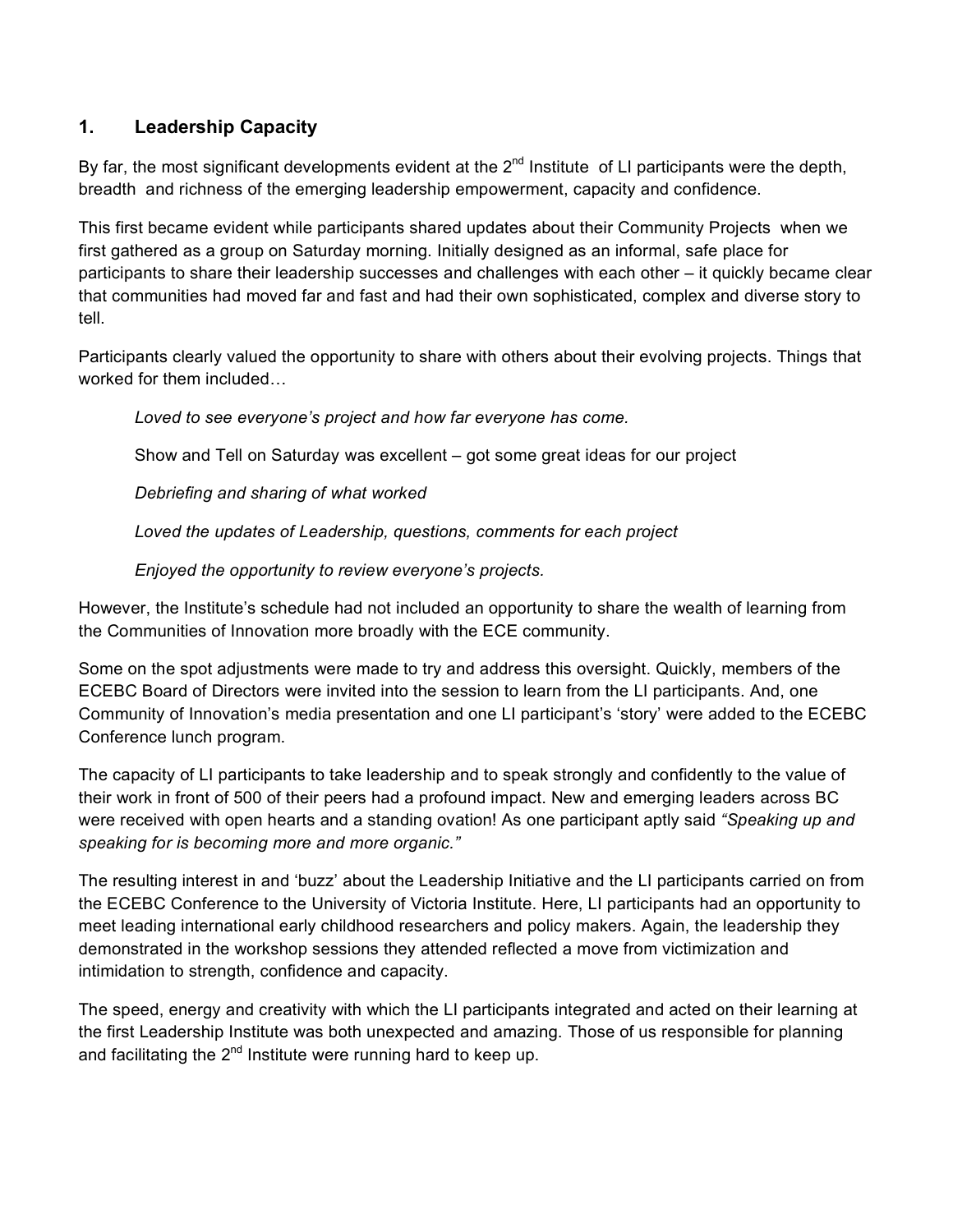## 1. Leadership Capacity

By far, the most significant developments evident at the 2nd Institute of LI participants were the depth, breadth and richness of the emerging leadership empowerment, capacity and confidence.

This first became evident while participants shared updates about their Community Projects when we first gathered as a group on Saturday morning. Initially designed as an informal, safe place for participants to share their leadership successes and challenges with each other – it quickly became clear that communities had moved far and fast and had their own sophisticated, complex and diverse story to tell.

Participants clearly valued the opportunity to share with others about their evolving projects. Things that worked for them included…

> *Loved to see everyone's project and how far everyone has come.*
>
> Show and Tell on Saturday was excellent – got some great ideas for our project
>
> *Debriefing and sharing of what worked*
>
> *Loved the updates of Leadership, questions, comments for each project*
>
> *Enjoyed the opportunity to review everyone's projects.*

However, the Institute's schedule had not included an opportunity to share the wealth of learning from the Communities of Innovation more broadly with the ECE community.

Some on the spot adjustments were made to try and address this oversight. Quickly, members of the ECEBC Board of Directors were invited into the session to learn from the LI participants. And, one Community of Innovation's media presentation and one LI participant's 'story' were added to the ECEBC Conference lunch program.

The capacity of LI participants to take leadership and to speak strongly and confidently to the value of their work in front of 500 of their peers had a profound impact. New and emerging leaders across BC were received with open hearts and a standing ovation! As one participant aptly said *"Speaking up and speaking for is becoming more and more organic."*

The resulting interest in and 'buzz' about the Leadership Initiative and the LI participants carried on from the ECEBC Conference to the University of Victoria Institute. Here, LI participants had an opportunity to meet leading international early childhood researchers and policy makers. Again, the leadership they demonstrated in the workshop sessions they attended reflected a move from victimization and intimidation to strength, confidence and capacity.

The speed, energy and creativity with which the LI participants integrated and acted on their learning at the first Leadership Institute was both unexpected and amazing. Those of us responsible for planning and facilitating the 2nd Institute were running hard to keep up.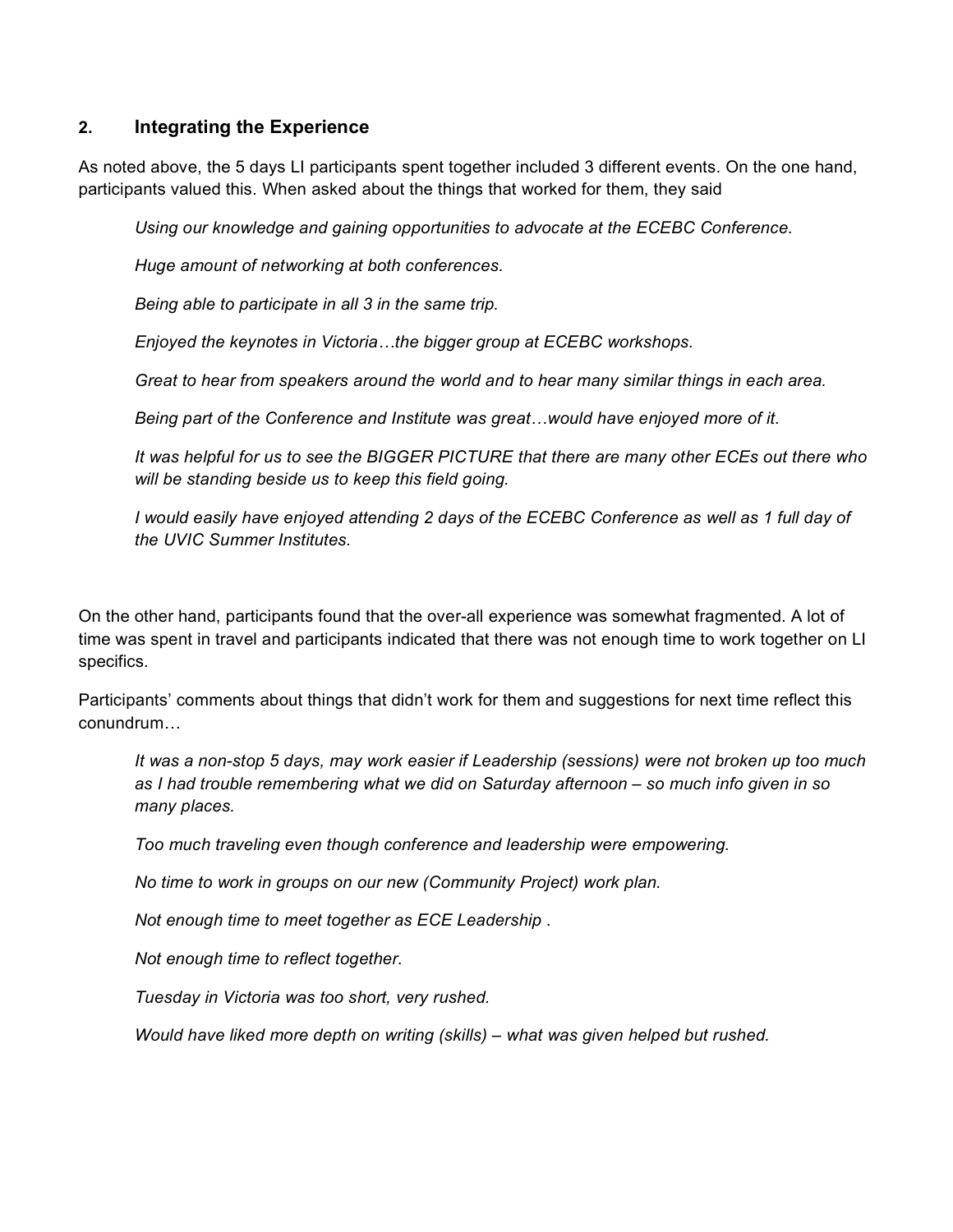## 2. Integrating the Experience

As noted above, the 5 days LI participants spent together included 3 different events. On the one hand, participants valued this. When asked about the things that worked for them, they said

> *Using our knowledge and gaining opportunities to advocate at the ECEBC Conference.*
>
> *Huge amount of networking at both conferences.*
>
> *Being able to participate in all 3 in the same trip.*
>
> *Enjoyed the keynotes in Victoria…the bigger group at ECEBC workshops.*
>
> *Great to hear from speakers around the world and to hear many similar things in each area.*
>
> *Being part of the Conference and Institute was great…would have enjoyed more of it.*
>
> *It was helpful for us to see the BIGGER PICTURE that there are many other ECEs out there who will be standing beside us to keep this field going.*
>
> *I would easily have enjoyed attending 2 days of the ECEBC Conference as well as 1 full day of the UVIC Summer Institutes.*

On the other hand, participants found that the over-all experience was somewhat fragmented. A lot of time was spent in travel and participants indicated that there was not enough time to work together on LI specifics.

Participants' comments about things that didn't work for them and suggestions for next time reflect this conundrum…

> *It was a non-stop 5 days, may work easier if Leadership (sessions) were not broken up too much as I had trouble remembering what we did on Saturday afternoon – so much info given in so many places.*
>
> *Too much traveling even though conference and leadership were empowering.*
>
> *No time to work in groups on our new (Community Project) work plan.*
>
> *Not enough time to meet together as ECE Leadership .*
>
> *Not enough time to reflect together.*
>
> *Tuesday in Victoria was too short, very rushed.*
>
> *Would have liked more depth on writing (skills) – what was given helped but rushed.*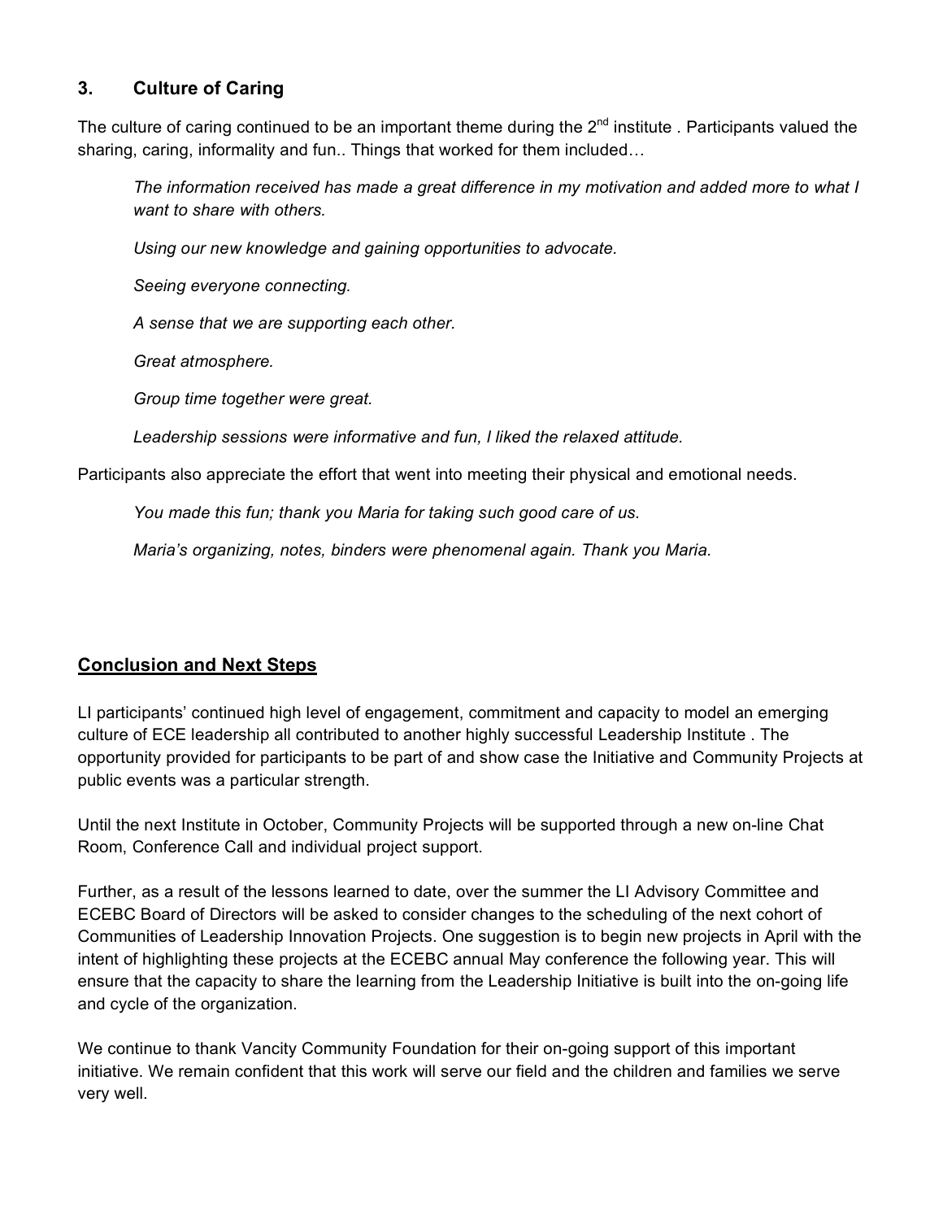### 3. Culture of Caring

The culture of caring continued to be an important theme during the 2nd institute . Participants valued the sharing, caring, informality and fun.. Things that worked for them included…

> *The information received has made a great difference in my motivation and added more to what I want to share with others.*
>
> *Using our new knowledge and gaining opportunities to advocate.*
>
> *Seeing everyone connecting.*
>
> *A sense that we are supporting each other.*
>
> *Great atmosphere.*
>
> *Group time together were great.*
>
> *Leadership sessions were informative and fun, I liked the relaxed attitude.*

Participants also appreciate the effort that went into meeting their physical and emotional needs.

> *You made this fun; thank you Maria for taking such good care of us.*
>
> *Maria's organizing, notes, binders were phenomenal again. Thank you Maria.*

## Conclusion and Next Steps

LI participants' continued high level of engagement, commitment and capacity to model an emerging culture of ECE leadership all contributed to another highly successful Leadership Institute . The opportunity provided for participants to be part of and show case the Initiative and Community Projects at public events was a particular strength.

Until the next Institute in October, Community Projects will be supported through a new on-line Chat Room, Conference Call and individual project support.

Further, as a result of the lessons learned to date, over the summer the LI Advisory Committee and ECEBC Board of Directors will be asked to consider changes to the scheduling of the next cohort of Communities of Leadership Innovation Projects. One suggestion is to begin new projects in April with the intent of highlighting these projects at the ECEBC annual May conference the following year. This will ensure that the capacity to share the learning from the Leadership Initiative is built into the on-going life and cycle of the organization.

We continue to thank Vancity Community Foundation for their on-going support of this important initiative. We remain confident that this work will serve our field and the children and families we serve very well.